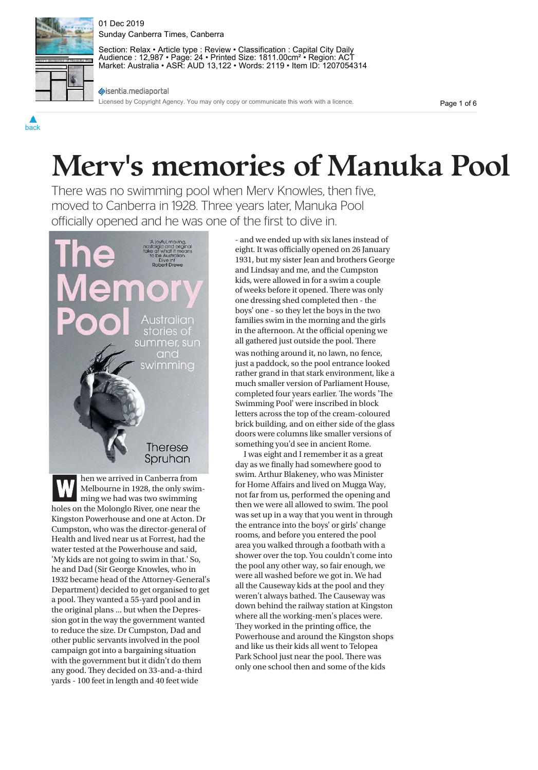# Merv's memories of Manuka Pool

There was no swimming pool when Merv Knowles, then five, moved to Canberra in 1928. Three years later, Manuka Pool officially opened and he was one of the first to dive in.

'A joyful, moving, nostalgic and original take at what it means to be Australian. Dive in!' Robert Drewe

The Memory Pool

Australian stories of summer, sun and swimming

Therese Spruhan

When we arrived in Canberra from Melbourne in 1928, the only swimming we had was two swimming holes on the Molonglo River, one near the Kingston Powerhouse and one at Acton. Dr Cumpston, who was the director-general of Health and lived near us at Forrest, had the water tested at the Powerhouse and said, 'My kids are not going to swim in that.' So, he and Dad (Sir George Knowles, who in 1932 became head of the Attorney-General's Department) decided to get organised to get a pool. They wanted a 55-yard pool and in the original plans ... but when the Depression got in the way the government wanted to reduce the size. Dr Cumpston, Dad and other public servants involved in the pool campaign got into a bargaining situation with the government but it didn't do them any good. They decided on 33-and-a-third yards - 100 feet in length and 40 feet wide - and we ended up with six lanes instead of eight. It was officially opened on 26 January 1931, but my sister Jean and brothers George and Lindsay and me, and the Cumpston kids, were allowed in for a swim a couple of weeks before it opened. There was only one dressing shed completed then - the boys' one - so they let the boys in the two families swim in the morning and the girls in the afternoon. At the official opening we all gathered just outside the pool. There was nothing around it, no lawn, no fence, just a paddock, so the pool entrance looked rather grand in that stark environment, like a much smaller version of Parliament House, completed four years earlier. The words 'The Swimming Pool' were inscribed in block letters across the top of the cream-coloured brick building, and on either side of the glass doors were columns like smaller versions of something you'd see in ancient Rome.

I was eight and I remember it as a great day as we finally had somewhere good to swim. Arthur Blakeney, who was Minister for Home Affairs and lived on Mugga Way, not far from us, performed the opening and then we were all allowed to swim. The pool was set up in a way that you went in through the entrance into the boys' or girls' change rooms, and before you entered the pool area you walked through a footbath with a shower over the top. You couldn't come into the pool any other way, so fair enough, we were all washed before we got in. We had all the Causeway kids at the pool and they weren't always bathed. The Causeway was down behind the railway station at Kingston where all the working-men's places were. They worked in the printing office, the Powerhouse and around the Kingston shops and like us their kids all went to Telopea Park School just near the pool. There was only one school then and some of the kids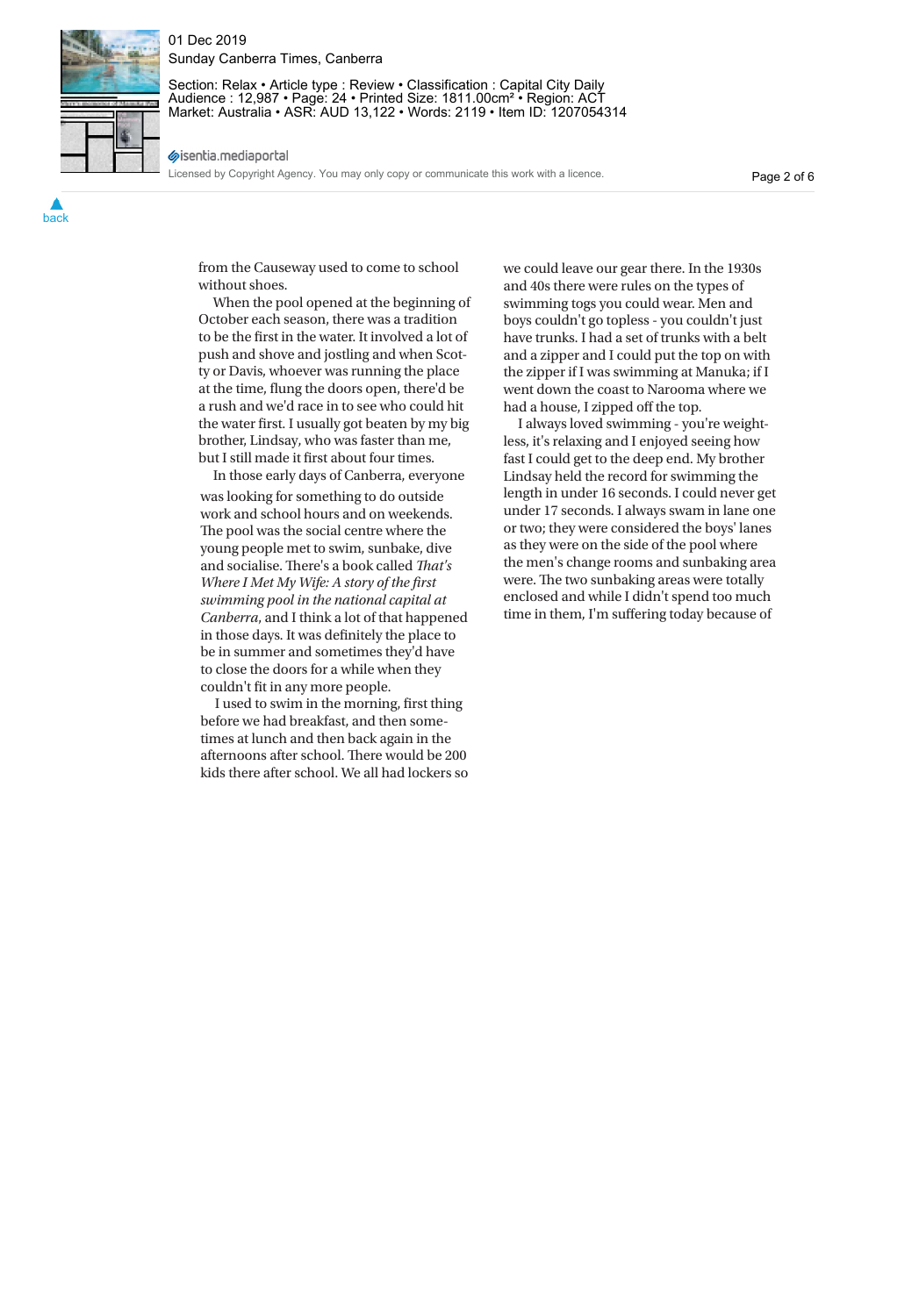from the Causeway used to come to school without shoes.

When the pool opened at the beginning of October each season, there was a tradition to be the first in the water. It involved a lot of push and shove and jostling and when Scotty or Davis, whoever was running the place at the time, flung the doors open, there'd be a rush and we'd race in to see who could hit the water first. I usually got beaten by my big brother, Lindsay, who was faster than me, but I still made it first about four times.

In those early days of Canberra, everyone was looking for something to do outside work and school hours and on weekends. The pool was the social centre where the young people met to swim, sunbake, dive and socialise. There's a book called *That's Where I Met My Wife: A story of the first swimming pool in the national capital at Canberra*, and I think a lot of that happened in those days. It was definitely the place to be in summer and sometimes they'd have to close the doors for a while when they couldn't fit in any more people.

I used to swim in the morning, first thing before we had breakfast, and then sometimes at lunch and then back again in the afternoons after school. There would be 200 kids there after school. We all had lockers so we could leave our gear there. In the 1930s and 40s there were rules on the types of swimming togs you could wear. Men and boys couldn't go topless - you couldn't just have trunks. I had a set of trunks with a belt and a zipper and I could put the top on with the zipper if I was swimming at Manuka; if I went down the coast to Narooma where we had a house, I zipped off the top.

I always loved swimming - you're weightless, it's relaxing and I enjoyed seeing how fast I could get to the deep end. My brother Lindsay held the record for swimming the length in under 16 seconds. I could never get under 17 seconds. I always swam in lane one or two; they were considered the boys' lanes as they were on the side of the pool where the men's change rooms and sunbaking area were. The two sunbaking areas were totally enclosed and while I didn't spend too much time in them, I'm suffering today because of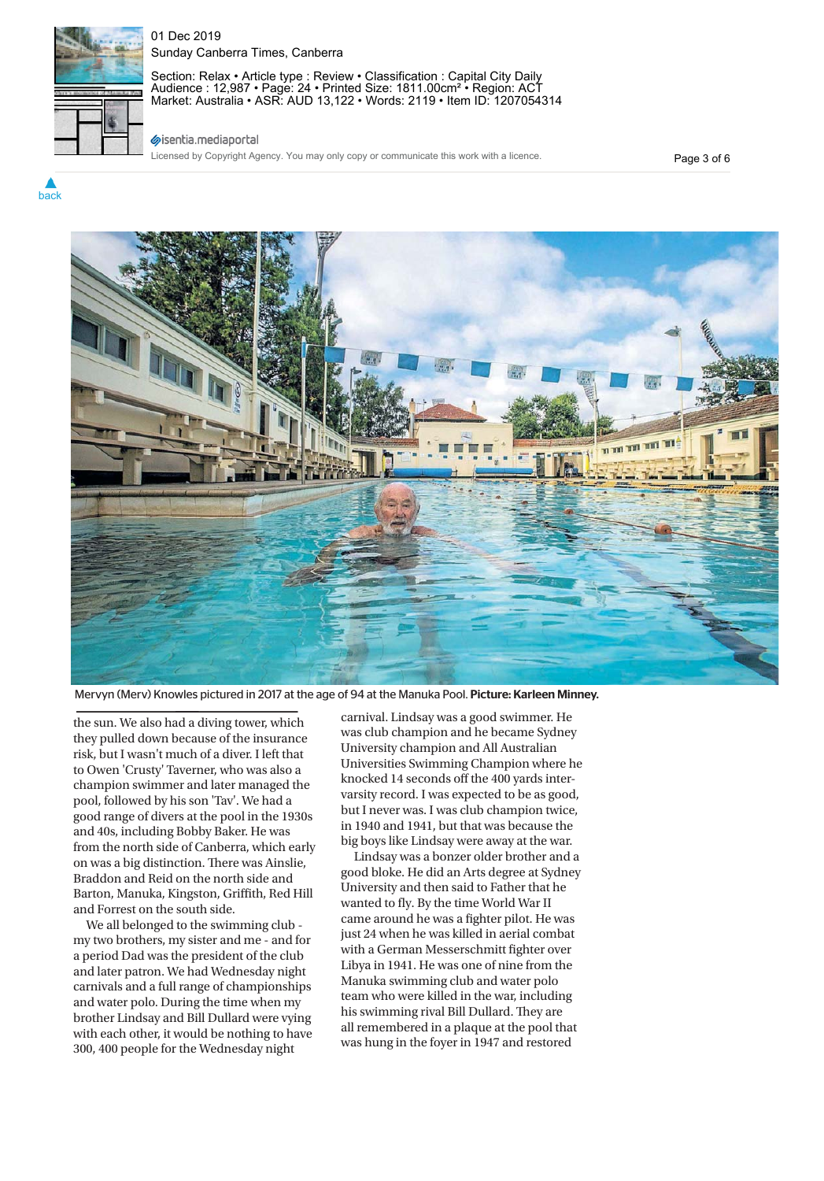Mervyn (Merv) Knowles pictured in 2017 at the age of 94 at the Manuka Pool. **Picture: Karleen Minney.**

the sun. We also had a diving tower, which they pulled down because of the insurance risk, but I wasn't much of a diver. I left that to Owen 'Crusty' Taverner, who was also a champion swimmer and later managed the pool, followed by his son 'Tav'. We had a good range of divers at the pool in the 1930s and 40s, including Bobby Baker. He was from the north side of Canberra, which early on was a big distinction. There was Ainslie, Braddon and Reid on the north side and Barton, Manuka, Kingston, Griffith, Red Hill and Forrest on the south side.

We all belonged to the swimming club - my two brothers, my sister and me - and for a period Dad was the president of the club and later patron. We had Wednesday night carnivals and a full range of championships and water polo. During the time when my brother Lindsay and Bill Dullard were vying with each other, it would be nothing to have 300, 400 people for the Wednesday night carnival. Lindsay was a good swimmer. He was club champion and he became Sydney University champion and All Australian Universities Swimming Champion where he knocked 14 seconds off the 400 yards inter-varsity record. I was expected to be as good, but I never was. I was club champion twice, in 1940 and 1941, but that was because the big boys like Lindsay were away at the war.

Lindsay was a bonzer older brother and a good bloke. He did an Arts degree at Sydney University and then said to Father that he wanted to fly. By the time World War II came around he was a fighter pilot. He was just 24 when he was killed in aerial combat with a German Messerschmitt fighter over Libya in 1941. He was one of nine from the Manuka swimming club and water polo team who were killed in the war, including his swimming rival Bill Dullard. They are all remembered in a plaque at the pool that was hung in the foyer in 1947 and restored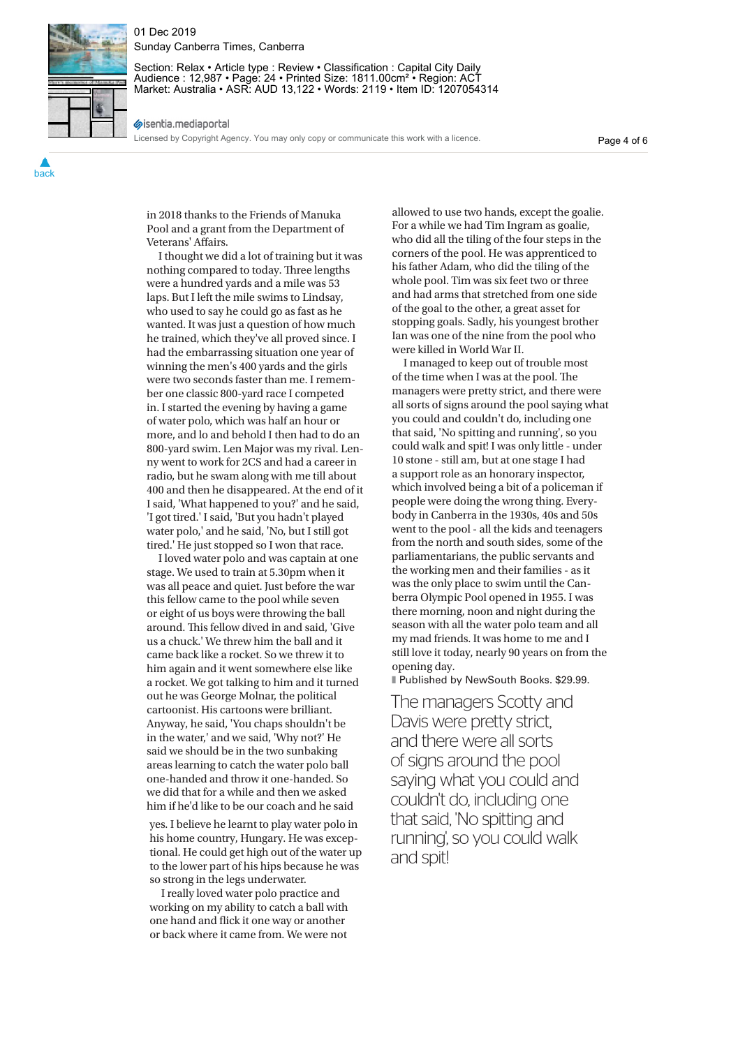in 2018 thanks to the Friends of Manuka Pool and a grant from the Department of Veterans' Affairs.

I thought we did a lot of training but it was nothing compared to today. Three lengths were a hundred yards and a mile was 53 laps. But I left the mile swims to Lindsay, who used to say he could go as fast as he wanted. It was just a question of how much he trained, which they've all proved since. I had the embarrassing situation one year of winning the men's 400 yards and the girls were two seconds faster than me. I remember one classic 800-yard race I competed in. I started the evening by having a game of water polo, which was half an hour or more, and lo and behold I then had to do an 800-yard swim. Len Major was my rival. Lenny went to work for 2CS and had a career in radio, but he swam along with me till about 400 and then he disappeared. At the end of it I said, 'What happened to you?' and he said, 'I got tired.' I said, 'But you hadn't played water polo,' and he said, 'No, but I still got tired.' He just stopped so I won that race.

I loved water polo and was captain at one stage. We used to train at 5.30pm when it was all peace and quiet. Just before the war this fellow came to the pool while seven or eight of us boys were throwing the ball around. This fellow dived in and said, 'Give us a chuck.' We threw him the ball and it came back like a rocket. So we threw it to him again and it went somewhere else like a rocket. We got talking to him and it turned out he was George Molnar, the political cartoonist. His cartoons were brilliant. Anyway, he said, 'You chaps shouldn't be in the water,' and we said, 'Why not?' He said we should be in the two sunbaking areas learning to catch the water polo ball one-handed and throw it one-handed. So we did that for a while and then we asked him if he'd like to be our coach and he said yes. I believe he learnt to play water polo in his home country, Hungary. He was exceptional. He could get high out of the water up to the lower part of his hips because he was so strong in the legs underwater.

I really loved water polo practice and working on my ability to catch a ball with one hand and flick it one way or another or back where it came from. We were not allowed to use two hands, except the goalie. For a while we had Tim Ingram as goalie, who did all the tiling of the four steps in the corners of the pool. He was apprenticed to his father Adam, who did the tiling of the whole pool. Tim was six feet two or three and had arms that stretched from one side of the goal to the other, a great asset for stopping goals. Sadly, his youngest brother Ian was one of the nine from the pool who were killed in World War II.

I managed to keep out of trouble most of the time when I was at the pool. The managers were pretty strict, and there were all sorts of signs around the pool saying what you could and couldn't do, including one that said, 'No spitting and running', so you could walk and spit! I was only little - under 10 stone - still am, but at one stage I had a support role as an honorary inspector, which involved being a bit of a policeman if people were doing the wrong thing. Everybody in Canberra in the 1930s, 40s and 50s went to the pool - all the kids and teenagers from the north and south sides, some of the parliamentarians, the public servants and the working men and their families - as it was the only place to swim until the Canberra Olympic Pool opened in 1955. I was there morning, noon and night during the season with all the water polo team and all my mad friends. It was home to me and I still love it today, nearly 90 years on from the opening day.

Published by NewSouth Books. $29.99.

> The managers Scotty and Davis were pretty strict, and there were all sorts of signs around the pool saying what you could and couldn't do, including one that said, 'No spitting and running', so you could walk and spit!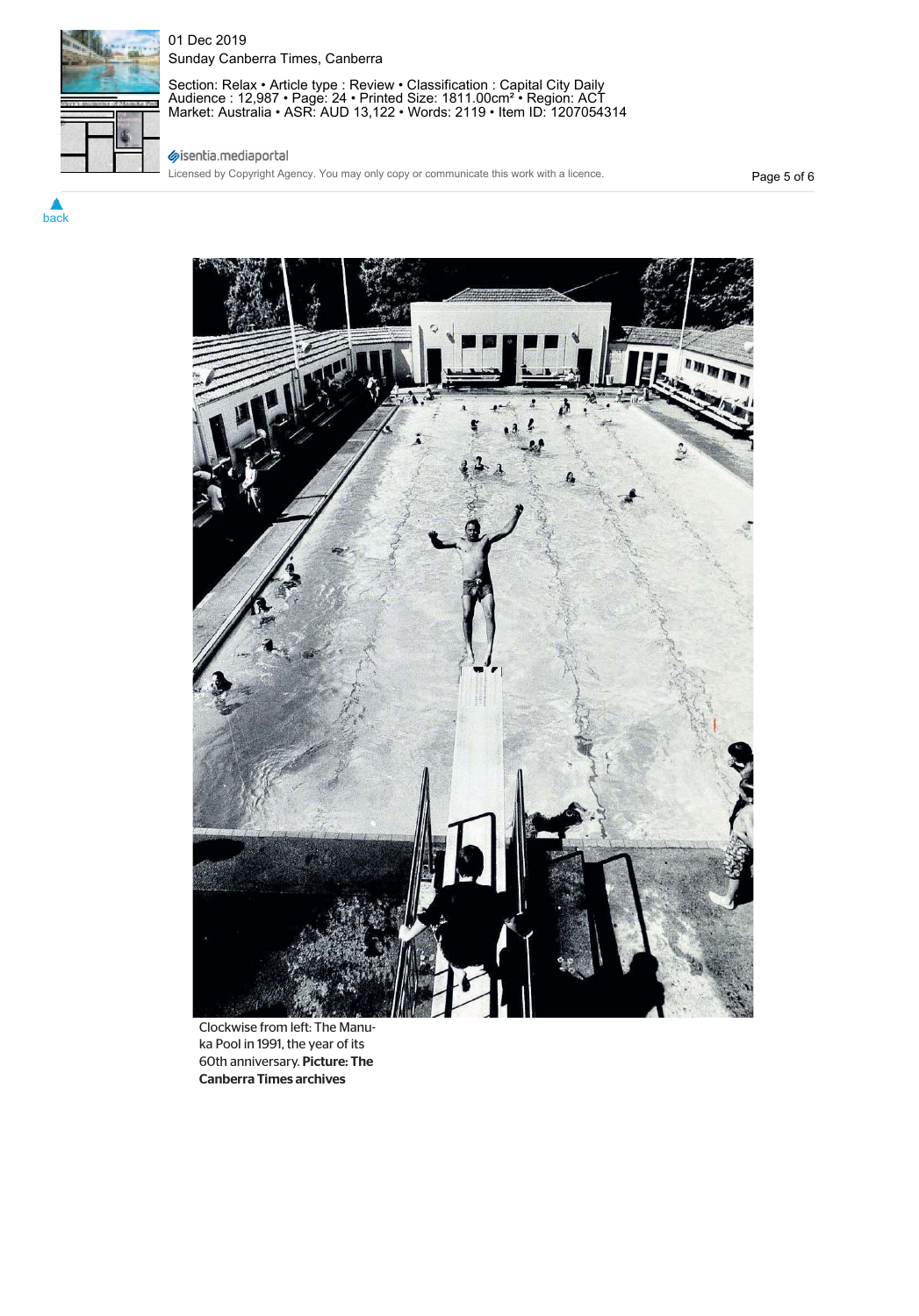Clockwise from left: The Manuka Pool in 1991, the year of its 60th anniversary. **Picture: The Canberra Times archives**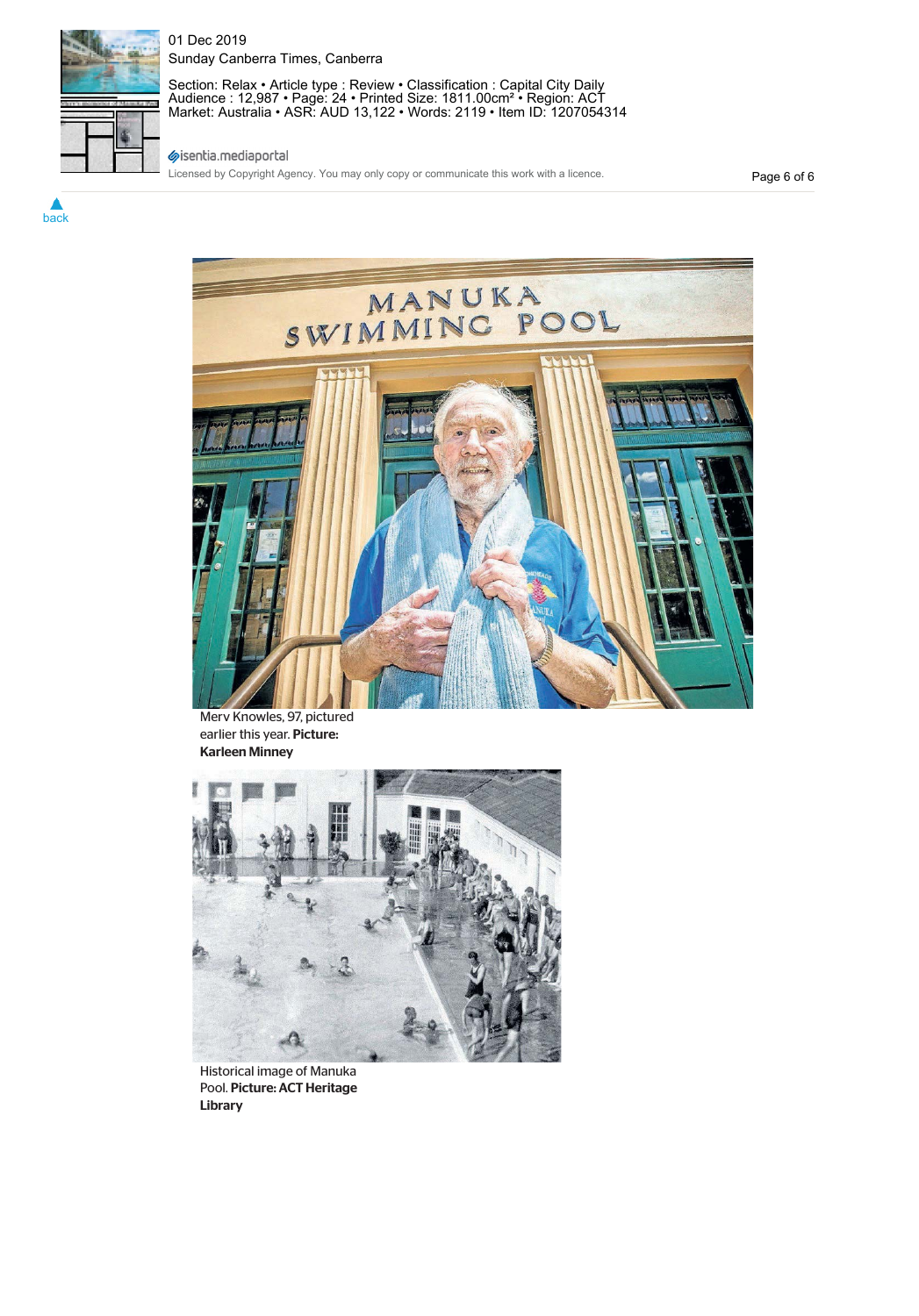Merv Knowles, 97, pictured earlier this year. **Picture: Karleen Minney**

Historical image of Manuka Pool. **Picture: ACT Heritage Library**